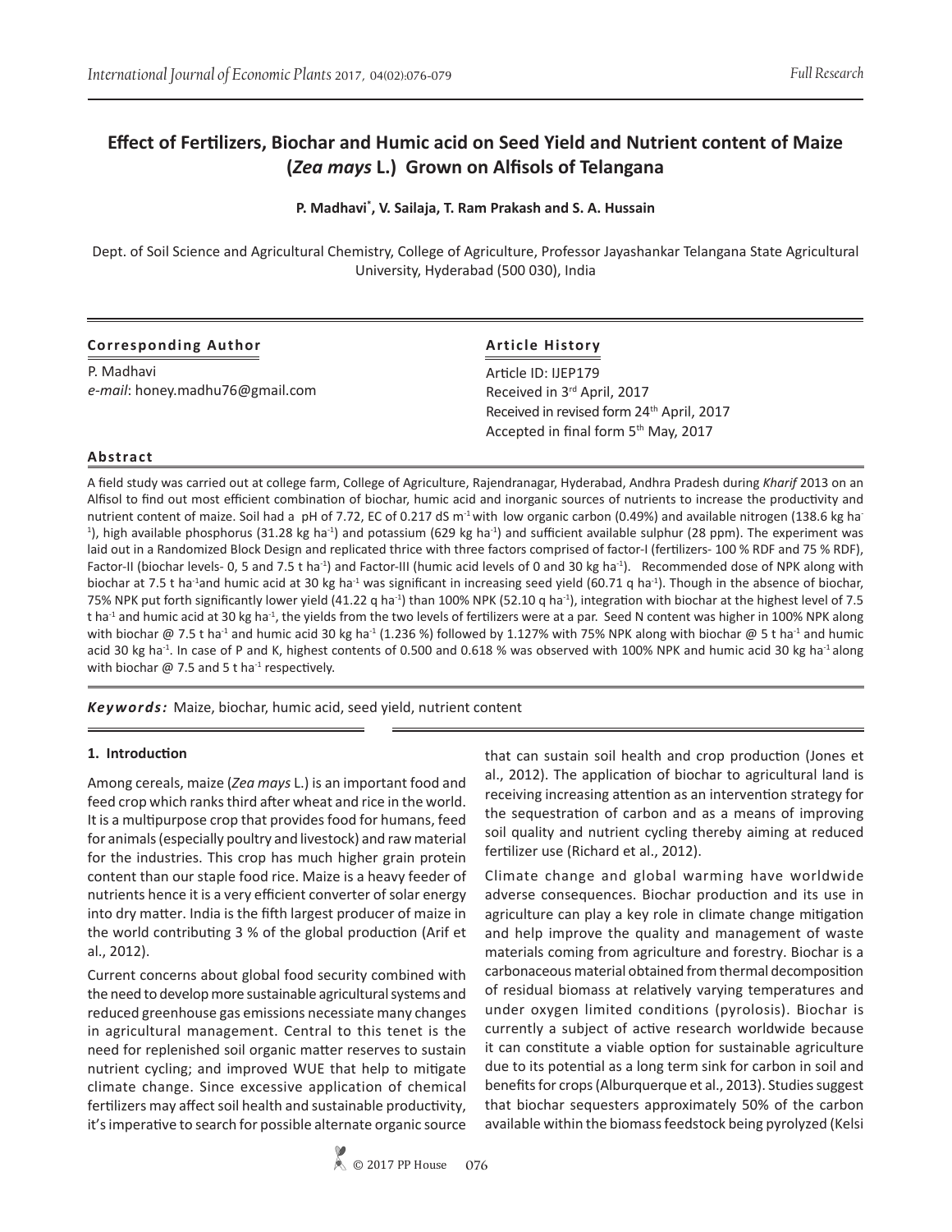# Effect of Fertilizers, Biochar and Humic acid on Seed Yield and Nutrient content of Maize (*Zea mays* L.) Grown on Alfisols of Telangana

**P. Madhavi*, V. Sailaja, T. Ram Prakash and S. A. Hussain**

Dept. of Soil Science and Agricultural Chemistry, College of Agriculture, Professor Jayashankar Telangana State Agricultural University, Hyderabad (500 030), India

**Corresponding Author**

P. Madhavi
*e-mail*: honey.madhu76@gmail.com

**Article History**

Article ID: IJEP179
Received in 3rd April, 2017
Received in revised form 24th April, 2017
Accepted in final form 5th May, 2017

## Abstract

A field study was carried out at college farm, College of Agriculture, Rajendranagar, Hyderabad, Andhra Pradesh during *Kharif* 2013 on an Alfisol to find out most efficient combination of biochar, humic acid and inorganic sources of nutrients to increase the productivity and nutrient content of maize. Soil had a pH of 7.72, EC of 0.217 dS $m^{-1}$ with low organic carbon (0.49%) and available nitrogen (138.6 kg $ha^{-1}$), high available phosphorus (31.28 kg $ha^{-1}$) and potassium (629 kg $ha^{-1}$) and sufficient available sulphur (28 ppm). The experiment was laid out in a Randomized Block Design and replicated thrice with three factors comprised of factor-I (fertilizers- 100 % RDF and 75 % RDF), Factor-II (biochar levels- 0, 5 and 7.5 t $ha^{-1}$) and Factor-III (humic acid levels of 0 and 30 kg $ha^{-1}$). Recommended dose of NPK along with biochar at 7.5 t $ha^{-1}$and humic acid at 30 kg $ha^{-1}$ was significant in increasing seed yield (60.71 q $ha^{-1}$). Though in the absence of biochar, 75% NPK put forth significantly lower yield (41.22 q $ha^{-1}$) than 100% NPK (52.10 q $ha^{-1}$), integration with biochar at the highest level of 7.5 t $ha^{-1}$ and humic acid at 30 kg $ha^{-1}$, the yields from the two levels of fertilizers were at a par. Seed N content was higher in 100% NPK along with biochar @ 7.5 t $ha^{-1}$ and humic acid 30 kg $ha^{-1}$ (1.236 %) followed by 1.127% with 75% NPK along with biochar @ 5 t $ha^{-1}$ and humic acid 30 kg $ha^{-1}$. In case of P and K, highest contents of 0.500 and 0.618 % was observed with 100% NPK and humic acid 30 kg $ha^{-1}$ along with biochar @ 7.5 and 5 t $ha^{-1}$ respectively.

***Keywords:*** Maize, biochar, humic acid, seed yield, nutrient content

## 1. Introduction

Among cereals, maize (*Zea mays* L.) is an important food and feed crop which ranks third after wheat and rice in the world. It is a multipurpose crop that provides food for humans, feed for animals (especially poultry and livestock) and raw material for the industries. This crop has much higher grain protein content than our staple food rice. Maize is a heavy feeder of nutrients hence it is a very efficient converter of solar energy into dry matter. India is the fifth largest producer of maize in the world contributing 3 % of the global production (Arif et al., 2012).

Current concerns about global food security combined with the need to develop more sustainable agricultural systems and reduced greenhouse gas emissions necessitate many changes in agricultural management. Central to this tenet is the need for replenished soil organic matter reserves to sustain nutrient cycling; and improved WUE that help to mitigate climate change. Since excessive application of chemical fertilizers may affect soil health and sustainable productivity, it's imperative to search for possible alternate organic source that can sustain soil health and crop production (Jones et al., 2012). The application of biochar to agricultural land is receiving increasing attention as an intervention strategy for the sequestration of carbon and as a means of improving soil quality and nutrient cycling thereby aiming at reduced fertilizer use (Richard et al., 2012).

Climate change and global warming have worldwide adverse consequences. Biochar production and its use in agriculture can play a key role in climate change mitigation and help improve the quality and management of waste materials coming from agriculture and forestry. Biochar is a carbonaceous material obtained from thermal decomposition of residual biomass at relatively varying temperatures and under oxygen limited conditions (pyrolosis). Biochar is currently a subject of active research worldwide because it can constitute a viable option for sustainable agriculture due to its potential as a long term sink for carbon in soil and benefits for crops (Alburquerque et al., 2013). Studies suggest that biochar sequesters approximately 50% of the carbon available within the biomass feedstock being pyrolyzed (Kelsi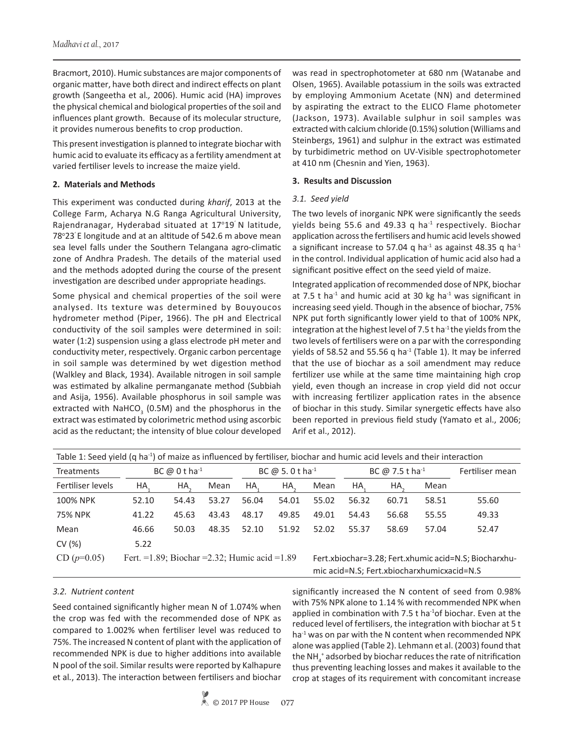Bracmort, 2010). Humic substances are major components of organic matter, have both direct and indirect effects on plant growth (Sangeetha et al*.,* 2006). Humic acid (HA) improves the physical chemical and biological properties of the soil and influences plant growth. Because of its molecular structure, it provides numerous benefits to crop production.

This present investigation is planned to integrate biochar with humic acid to evaluate its efficacy as a fertility amendment at varied fertiliser levels to increase the maize yield.

## 2. Materials and Methods

This experiment was conducted during *kharif*, 2013 at the College Farm, Acharya N.G Ranga Agricultural University, Rajendranagar, Hyderabad situated at 17°19′ N latitude, 78°23′ E longitude and at an altitude of 542.6 m above mean sea level falls under the Southern Telangana agro-climatic zone of Andhra Pradesh. The details of the material used and the methods adopted during the course of the present investigation are described under appropriate headings.

Some physical and chemical properties of the soil were analysed. Its texture was determined by Bouyoucos hydrometer method (Piper, 1966). The pH and Electrical conductivity of the soil samples were determined in soil: water (1:2) suspension using a glass electrode pH meter and conductivity meter, respectively. Organic carbon percentage in soil sample was determined by wet digestion method (Walkley and Black, 1934). Available nitrogen in soil sample was estimated by alkaline permanganate method (Subbiah and Asija, 1956). Available phosphorus in soil sample was extracted with $NaHCO_3$ (0.5M) and the phosphorus in the extract was estimated by colorimetric method using ascorbic acid as the reductant; the intensity of blue colour developed was read in spectrophotometer at 680 nm (Watanabe and Olsen, 1965). Available potassium in the soils was extracted by employing Ammonium Acetate (NN) and determined by aspirating the extract to the ELICO Flame photometer (Jackson, 1973). Available sulphur in soil samples was extracted with calcium chloride (0.15%) solution (Williams and Steinbergs, 1961) and sulphur in the extract was estimated by turbidimetric method on UV-Visible spectrophotometer at 410 nm (Chesnin and Yien, 1963).

## 3. Results and Discussion

### *3.1. Seed yield*

The two levels of inorganic NPK were significantly the seeds yields being 55.6 and 49.33 q ha$^{-1}$ respectively. Biochar application across the fertilisers and humic acid levels showed a significant increase to 57.04 q ha$^{-1}$ as against 48.35 q ha$^{-1}$ in the control. Individual application of humic acid also had a significant positive effect on the seed yield of maize.

Integrated application of recommended dose of NPK, biochar at 7.5 t ha$^{-1}$ and humic acid at 30 kg ha$^{-1}$ was significant in increasing seed yield. Though in the absence of biochar, 75% NPK put forth significantly lower yield to that of 100% NPK, integration at the highest level of 7.5 t ha$^{-1}$ the yields from the two levels of fertilisers were on a par with the corresponding yields of 58.52 and 55.56 q ha$^{-1}$ (Table 1). It may be inferred that the use of biochar as a soil amendment may reduce fertilizer use while at the same time maintaining high crop yield, even though an increase in crop yield did not occur with increasing fertilizer application rates in the absence of biochar in this study. Similar synergetic effects have also been reported in previous field study (Yamato et al., 2006; Arif et al., 2012).

Table 1: Seed yield (q ha$^{-1}$) of maize as influenced by fertiliser, biochar and humic acid levels and their interaction

| Treatments | BC @ 0 t ha$^{-1}$ | | | BC @ 5. 0 t ha$^{-1}$ | | | BC @ 7.5 t ha$^{-1}$ | | | Fertiliser mean |
|---|---|---|---|---|---|---|---|---|---|---|
| Fertiliser levels | $HA_1$ | $HA_2$ | Mean | $HA_1$ | $HA_2$ | Mean | $HA_1$ | $HA_2$ | Mean | |
| 100% NPK | 52.10 | 54.43 | 53.27 | 56.04 | 54.01 | 55.02 | 56.32 | 60.71 | 58.51 | 55.60 |
| 75% NPK | 41.22 | 45.63 | 43.43 | 48.17 | 49.85 | 49.01 | 54.43 | 56.68 | 55.55 | 49.33 |
| Mean | 46.66 | 50.03 | 48.35 | 52.10 | 51.92 | 52.02 | 55.37 | 58.69 | 57.04 | 52.47 |
| CV (%) | 5.22 | | | | | | | | | |
| CD ($p$=0.05) | Fert. =1.89; Biochar =2.32; Humic acid =1.89 | | | | | | Fert.xbiochar=3.28; Fert.xhumic acid=N.S; Biocharxhumic acid=N.S; Fert.xbiocharxhumicxacid=N.S | | | |

### *3.2. Nutrient content*

Seed contained significantly higher mean N of 1.074% when the crop was fed with the recommended dose of NPK as compared to 1.002% when fertiliser level was reduced to 75%. The increased N content of plant with the application of recommended NPK is due to higher additions into available N pool of the soil. Similar results were reported by Kalhapure et al*.*, 2013). The interaction between fertilisers and biochar significantly increased the N content of seed from 0.98% with 75% NPK alone to 1.14 % with recommended NPK when applied in combination with 7.5 t ha$^{-1}$of biochar. Even at the reduced level of fertilisers, the integration with biochar at 5 t ha$^{-1}$ was on par with the N content when recommended NPK alone was applied (Table 2). Lehmann et al. (2003) found that the $NH_4^+$ adsorbed by biochar reduces the rate of nitrification thus preventing leaching losses and makes it available to the crop at stages of its requirement with concomitant increase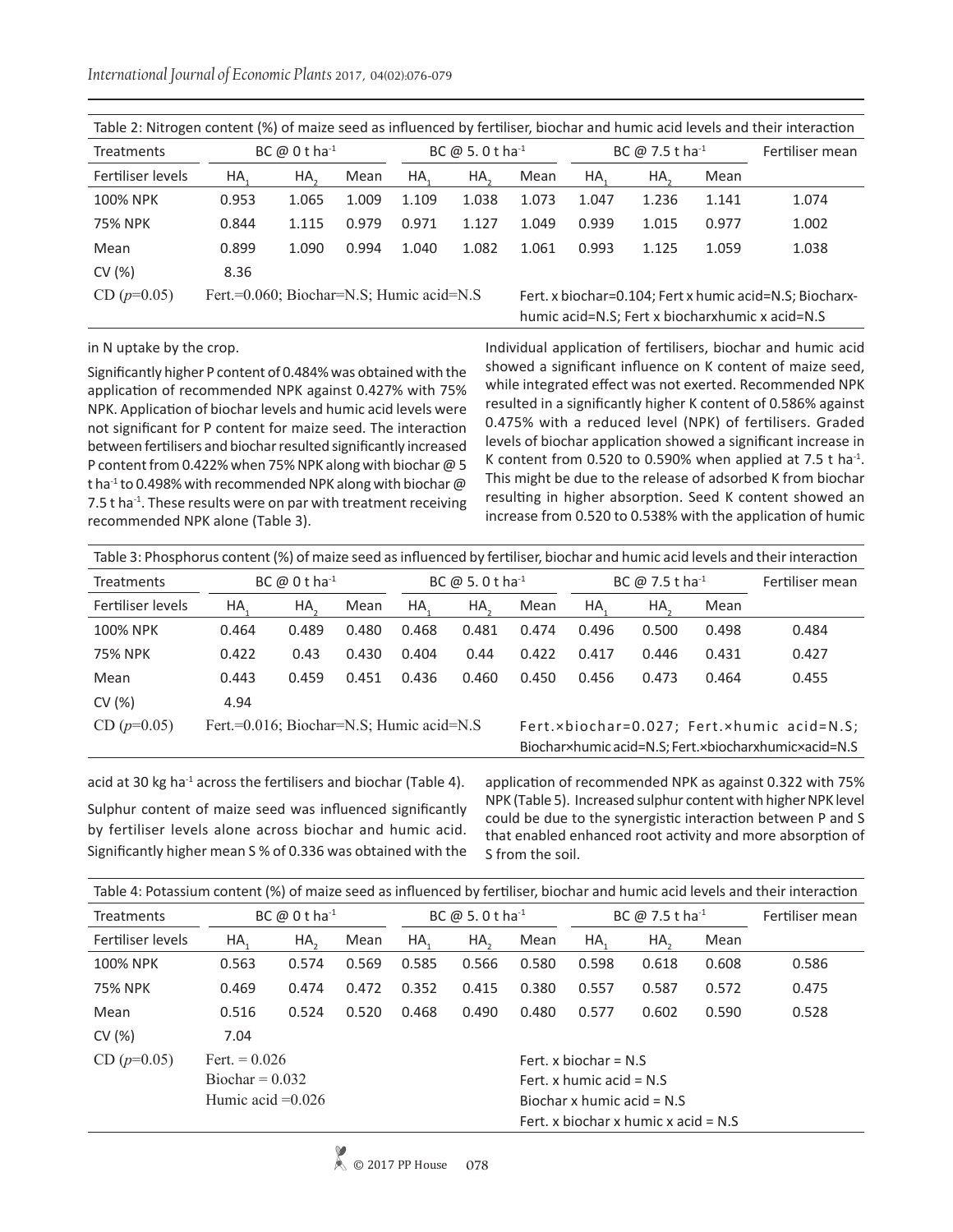Table 2: Nitrogen content (%) of maize seed as influenced by fertiliser, biochar and humic acid levels and their interaction

| Treatments | BC @ 0 t $ha^{-1}$ | | | BC @ 5. 0 t $ha^{-1}$ | | | BC @ 7.5 t $ha^{-1}$ | | | Fertiliser mean |
|---|---|---|---|---|---|---|---|---|---|---|
| Fertiliser levels | $HA_1$ | $HA_2$ | Mean | $HA_1$ | $HA_2$ | Mean | $HA_1$ | $HA_2$ | Mean | |
| 100% NPK | 0.953 | 1.065 | 1.009 | 1.109 | 1.038 | 1.073 | 1.047 | 1.236 | 1.141 | 1.074 |
| 75% NPK | 0.844 | 1.115 | 0.979 | 0.971 | 1.127 | 1.049 | 0.939 | 1.015 | 0.977 | 1.002 |
| Mean | 0.899 | 1.090 | 0.994 | 1.040 | 1.082 | 1.061 | 0.993 | 1.125 | 1.059 | 1.038 |
| CV (%) | 8.36 | | | | | | | | | |
| CD ($p$=0.05) | Fert.=0.060; Biochar=N.S; Humic acid=N.S | | | | | | Fert. x biochar=0.104; Fert x humic acid=N.S; Biocharx-humic acid=N.S; Fert x biocharxhumic x acid=N.S | | | |

in N uptake by the crop.

Significantly higher P content of 0.484% was obtained with the application of recommended NPK against 0.427% with 75% NPK. Application of biochar levels and humic acid levels were not significant for P content for maize seed. The interaction between fertilisers and biochar resulted significantly increased P content from 0.422% when 75% NPK along with biochar @ 5 t $ha^{-1}$ to 0.498% with recommended NPK along with biochar @ 7.5 t $ha^{-1}$. These results were on par with treatment receiving recommended NPK alone (Table 3).

Individual application of fertilisers, biochar and humic acid showed a significant influence on K content of maize seed, while integrated effect was not exerted. Recommended NPK resulted in a significantly higher K content of 0.586% against 0.475% with a reduced level (NPK) of fertilisers. Graded levels of biochar application showed a significant increase in K content from 0.520 to 0.590% when applied at 7.5 t $ha^{-1}$. This might be due to the release of adsorbed K from biochar resulting in higher absorption. Seed K content showed an increase from 0.520 to 0.538% with the application of humic acid at 30 kg $ha^{-1}$ across the fertilisers and biochar (Table 4).

Table 3: Phosphorus content (%) of maize seed as influenced by fertiliser, biochar and humic acid levels and their interaction

| Treatments | BC @ 0 t $ha^{-1}$ | | | BC @ 5. 0 t $ha^{-1}$ | | | BC @ 7.5 t $ha^{-1}$ | | | Fertiliser mean |
|---|---|---|---|---|---|---|---|---|---|---|
| Fertiliser levels | $HA_1$ | $HA_2$ | Mean | $HA_1$ | $HA_2$ | Mean | $HA_1$ | $HA_2$ | Mean | |
| 100% NPK | 0.464 | 0.489 | 0.480 | 0.468 | 0.481 | 0.474 | 0.496 | 0.500 | 0.498 | 0.484 |
| 75% NPK | 0.422 | 0.43 | 0.430 | 0.404 | 0.44 | 0.422 | 0.417 | 0.446 | 0.431 | 0.427 |
| Mean | 0.443 | 0.459 | 0.451 | 0.436 | 0.460 | 0.450 | 0.456 | 0.473 | 0.464 | 0.455 |
| CV (%) | 4.94 | | | | | | | | | |
| CD ($p$=0.05) | Fert.=0.016; Biochar=N.S; Humic acid=N.S | | | | | | Fert.×biochar=0.027; Fert.×humic acid=N.S; Biochar×humic acid=N.S; Fert.×biocharxhumic×acid=N.S | | | |

Sulphur content of maize seed was influenced significantly by fertiliser levels alone across biochar and humic acid. Significantly higher mean S % of 0.336 was obtained with the application of recommended NPK as against 0.322 with 75% NPK (Table 5). Increased sulphur content with higher NPK level could be due to the synergistic interaction between P and S that enabled enhanced root activity and more absorption of S from the soil.

Table 4: Potassium content (%) of maize seed as influenced by fertiliser, biochar and humic acid levels and their interaction

| Treatments | BC @ 0 t $ha^{-1}$ | | | BC @ 5. 0 t $ha^{-1}$ | | | BC @ 7.5 t $ha^{-1}$ | | | Fertiliser mean |
|---|---|---|---|---|---|---|---|---|---|---|
| Fertiliser levels | $HA_1$ | $HA_2$ | Mean | $HA_1$ | $HA_2$ | Mean | $HA_1$ | $HA_2$ | Mean | |
| 100% NPK | 0.563 | 0.574 | 0.569 | 0.585 | 0.566 | 0.580 | 0.598 | 0.618 | 0.608 | 0.586 |
| 75% NPK | 0.469 | 0.474 | 0.472 | 0.352 | 0.415 | 0.380 | 0.557 | 0.587 | 0.572 | 0.475 |
| Mean | 0.516 | 0.524 | 0.520 | 0.468 | 0.490 | 0.480 | 0.577 | 0.602 | 0.590 | 0.528 |
| CV (%) | 7.04 | | | | | | | | | |
| CD ($p$=0.05) | Fert. = 0.026; Biochar = 0.032; Humic acid =0.026 | | | | | | Fert. x biochar = N.S; Fert. x humic acid = N.S; Biochar x humic acid = N.S; Fert. x biochar x humic x acid = N.S | | | |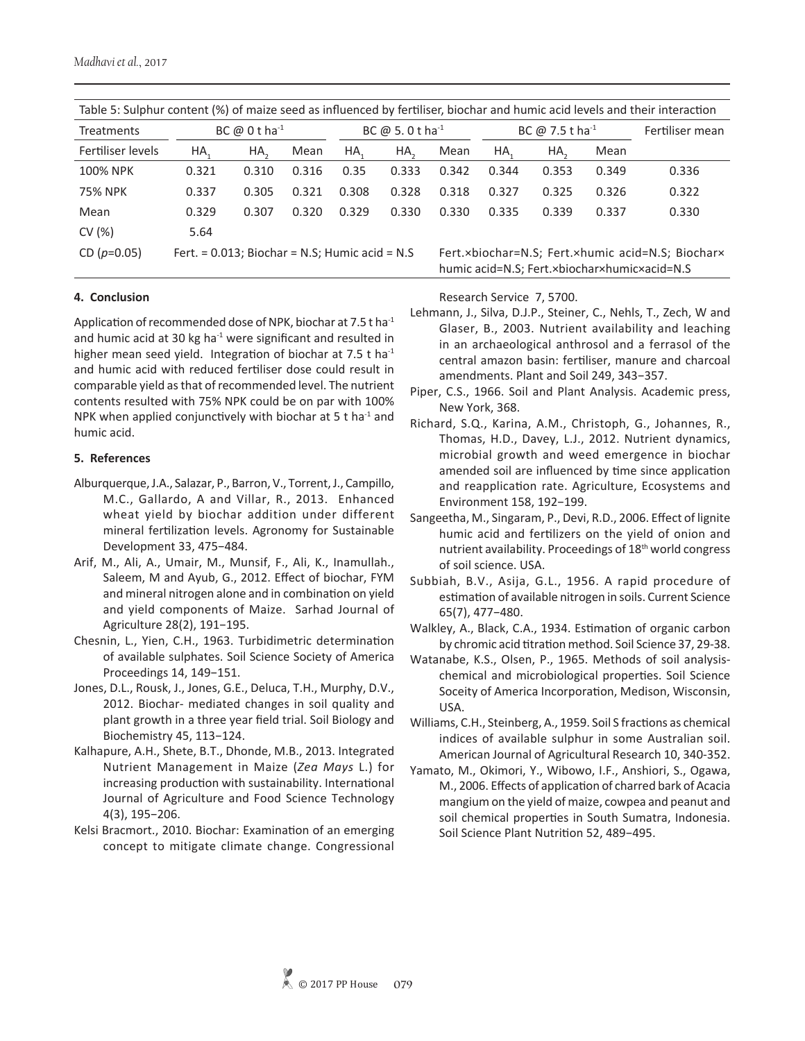Table 5: Sulphur content (%) of maize seed as influenced by fertiliser, biochar and humic acid levels and their interaction

| Treatments | BC @ 0 t ha$^{-1}$ | | | BC @ 5. 0 t ha$^{-1}$ | | | BC @ 7.5 t ha$^{-1}$ | | | Fertiliser mean |
|---|---|---|---|---|---|---|---|---|---|---|
| Fertiliser levels | $HA_1$ | $HA_2$ | Mean | $HA_1$ | $HA_2$ | Mean | $HA_1$ | $HA_2$ | Mean | |
| 100% NPK | 0.321 | 0.310 | 0.316 | 0.35 | 0.333 | 0.342 | 0.344 | 0.353 | 0.349 | 0.336 |
| 75% NPK | 0.337 | 0.305 | 0.321 | 0.308 | 0.328 | 0.318 | 0.327 | 0.325 | 0.326 | 0.322 |
| Mean | 0.329 | 0.307 | 0.320 | 0.329 | 0.330 | 0.330 | 0.335 | 0.339 | 0.337 | 0.330 |
| CV (%) | 5.64 | | | | | | | | | |
| CD ($p$=0.05) | Fert. = 0.013; Biochar = N.S; Humic acid = N.S | | | | | | Fert.×biochar=N.S; Fert.×humic acid=N.S; Biochar× humic acid=N.S; Fert.×biochar×humic×acid=N.S | | | |

## 4. Conclusion

Application of recommended dose of NPK, biochar at 7.5 t ha$^{-1}$ and humic acid at 30 kg ha$^{-1}$ were significant and resulted in higher mean seed yield. Integration of biochar at 7.5 t ha$^{-1}$ and humic acid with reduced fertiliser dose could result in comparable yield as that of recommended level. The nutrient contents resulted with 75% NPK could be on par with 100% NPK when applied conjunctively with biochar at 5 t ha$^{-1}$ and humic acid.

## 5. References

Alburquerque, J.A., Salazar, P., Barron, V., Torrent, J., Campillo, M.C., Gallardo, A and Villar, R., 2013. Enhanced wheat yield by biochar addition under different mineral fertilization levels. Agronomy for Sustainable Development 33, 475−484.

Arif, M., Ali, A., Umair, M., Munsif, F., Ali, K., Inamullah., Saleem, M and Ayub, G., 2012. Effect of biochar, FYM and mineral nitrogen alone and in combination on yield and yield components of Maize. Sarhad Journal of Agriculture 28(2), 191−195.

Chesnin, L., Yien, C.H., 1963. Turbidimetric determination of available sulphates. Soil Science Society of America Proceedings 14, 149−151.

Jones, D.L., Rousk, J., Jones, G.E., Deluca, T.H., Murphy, D.V., 2012. Biochar- mediated changes in soil quality and plant growth in a three year field trial. Soil Biology and Biochemistry 45, 113−124.

Kalhapure, A.H., Shete, B.T., Dhonde, M.B., 2013. Integrated Nutrient Management in Maize (*Zea Mays* L.) for increasing production with sustainability. International Journal of Agriculture and Food Science Technology 4(3), 195−206.

Kelsi Bracmort., 2010. Biochar: Examination of an emerging concept to mitigate climate change. Congressional Research Service 7, 5700.

Lehmann, J., Silva, D.J.P., Steiner, C., Nehls, T., Zech, W and Glaser, B., 2003. Nutrient availability and leaching in an archaeological anthrosol and a ferrasol of the central amazon basin: fertiliser, manure and charcoal amendments. Plant and Soil 249, 343−357.

Piper, C.S., 1966. Soil and Plant Analysis. Academic press, New York, 368.

Richard, S.Q., Karina, A.M., Christoph, G., Johannes, R., Thomas, H.D., Davey, L.J., 2012. Nutrient dynamics, microbial growth and weed emergence in biochar amended soil are influenced by time since application and reapplication rate. Agriculture, Ecosystems and Environment 158, 192−199.

Sangeetha, M., Singaram, P., Devi, R.D., 2006. Effect of lignite humic acid and fertilizers on the yield of onion and nutrient availability. Proceedings of 18th world congress of soil science. USA.

Subbiah, B.V., Asija, G.L., 1956. A rapid procedure of estimation of available nitrogen in soils. Current Science 65(7), 477−480.

Walkley, A., Black, C.A., 1934. Estimation of organic carbon by chromic acid titration method. Soil Science 37, 29-38.

Watanabe, K.S., Olsen, P., 1965. Methods of soil analysis-chemical and microbiological properties. Soil Science Soceity of America Incorporation, Medison, Wisconsin, USA.

Williams, C.H., Steinberg, A., 1959. Soil S fractions as chemical indices of available sulphur in some Australian soil. American Journal of Agricultural Research 10, 340-352.

Yamato, M., Okimori, Y., Wibowo, I.F., Anshiori, S., Ogawa, M., 2006. Effects of application of charred bark of Acacia mangium on the yield of maize, cowpea and peanut and soil chemical properties in South Sumatra, Indonesia. Soil Science Plant Nutrition 52, 489−495.